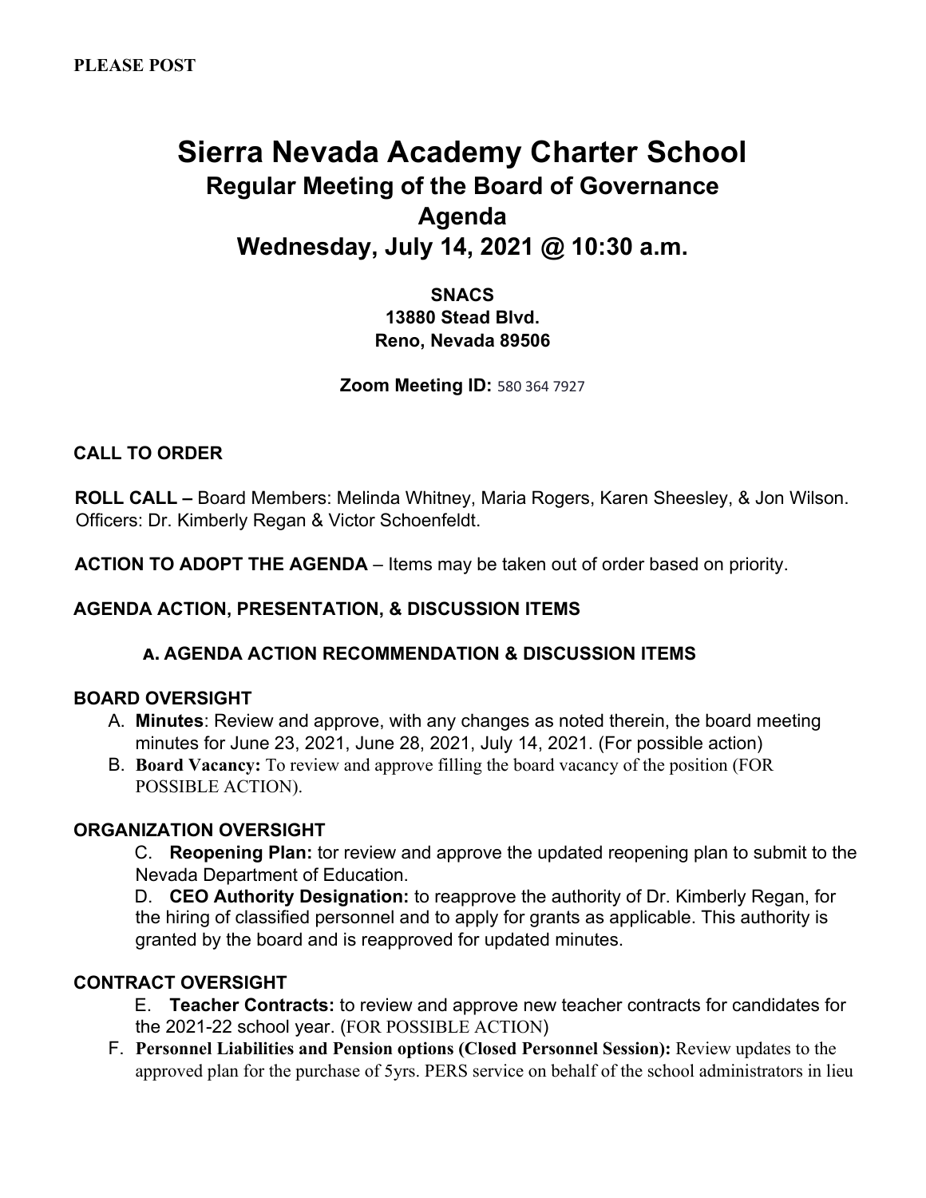**PLEASE POST**

# Sierra Nevada Academy Charter School

## Regular Meeting of the Board of Governance

## Agenda

## Wednesday, July 14, 2021 @ 10:30 a.m.

**SNACS**
**13880 Stead Blvd.**
**Reno, Nevada 89506**

**Zoom Meeting ID:** 580 364 7927

**CALL TO ORDER**

**ROLL CALL –** Board Members: Melinda Whitney, Maria Rogers, Karen Sheesley, & Jon Wilson. Officers: Dr. Kimberly Regan & Victor Schoenfeldt.

**ACTION TO ADOPT THE AGENDA** – Items may be taken out of order based on priority.

**AGENDA ACTION, PRESENTATION, & DISCUSSION ITEMS**

**a. AGENDA ACTION RECOMMENDATION & DISCUSSION ITEMS**

**BOARD OVERSIGHT**

A. **Minutes**: Review and approve, with any changes as noted therein, the board meeting minutes for June 23, 2021, June 28, 2021, July 14, 2021. (For possible action)

B. **Board Vacancy:** To review and approve filling the board vacancy of the position (FOR POSSIBLE ACTION).

**ORGANIZATION OVERSIGHT**

C. **Reopening Plan:** tor review and approve the updated reopening plan to submit to the Nevada Department of Education.

D. **CEO Authority Designation:** to reapprove the authority of Dr. Kimberly Regan, for the hiring of classified personnel and to apply for grants as applicable. This authority is granted by the board and is reapproved for updated minutes.

**CONTRACT OVERSIGHT**

E. **Teacher Contracts:** to review and approve new teacher contracts for candidates for the 2021-22 school year. (FOR POSSIBLE ACTION)

F. **Personnel Liabilities and Pension options (Closed Personnel Session):** Review updates to the approved plan for the purchase of 5yrs. PERS service on behalf of the school administrators in lieu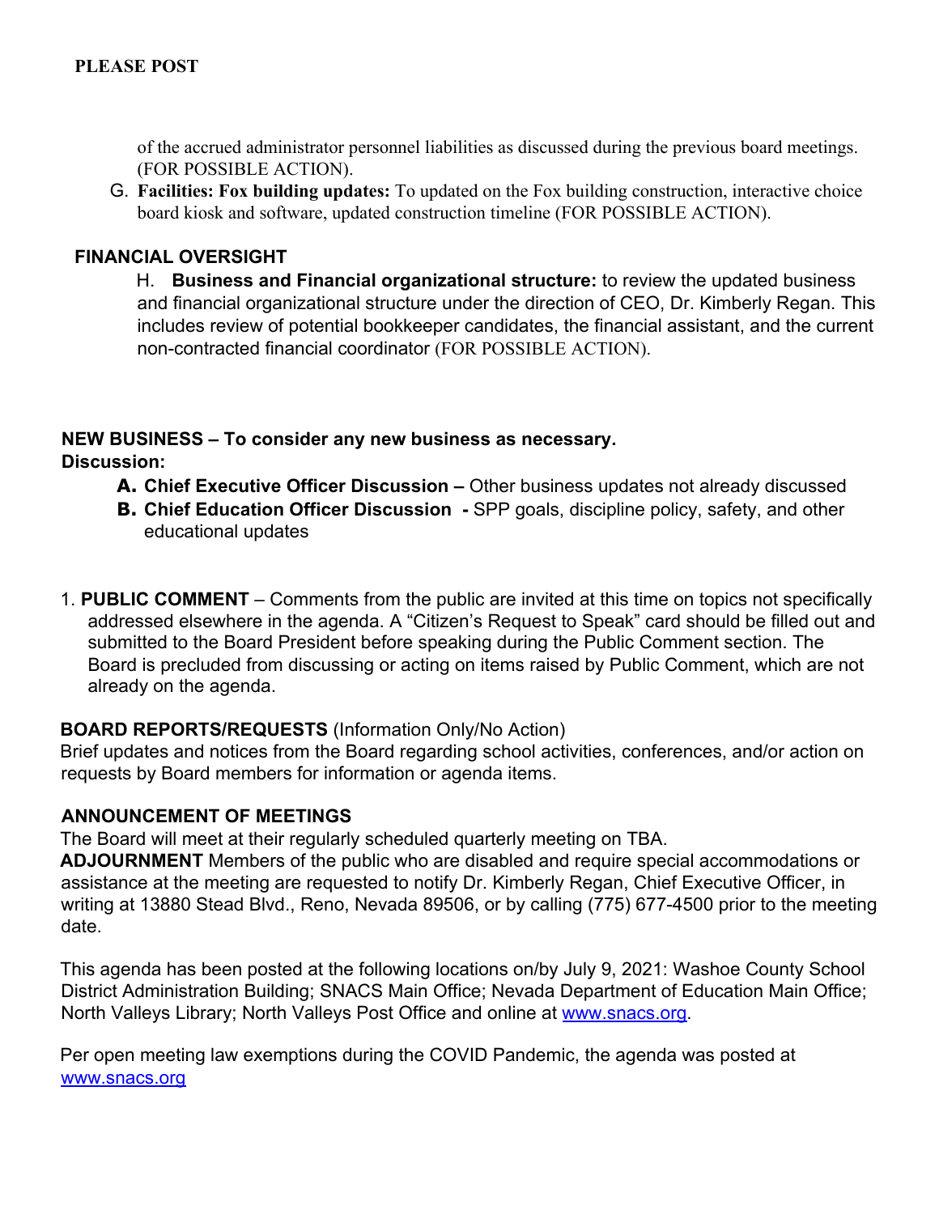**PLEASE POST**

of the accrued administrator personnel liabilities as discussed during the previous board meetings. (FOR POSSIBLE ACTION).

G. **Facilities: Fox building updates:** To updated on the Fox building construction, interactive choice board kiosk and software, updated construction timeline (FOR POSSIBLE ACTION).

**FINANCIAL OVERSIGHT**

H. **Business and Financial organizational structure:** to review the updated business and financial organizational structure under the direction of CEO, Dr. Kimberly Regan. This includes review of potential bookkeeper candidates, the financial assistant, and the current non-contracted financial coordinator (FOR POSSIBLE ACTION).

**NEW BUSINESS – To consider any new business as necessary.**
**Discussion:**

**A. Chief Executive Officer Discussion –** Other business updates not already discussed

**B. Chief Education Officer Discussion -** SPP goals, discipline policy, safety, and other educational updates

1. **PUBLIC COMMENT** – Comments from the public are invited at this time on topics not specifically addressed elsewhere in the agenda. A "Citizen's Request to Speak" card should be filled out and submitted to the Board President before speaking during the Public Comment section. The Board is precluded from discussing or acting on items raised by Public Comment, which are not already on the agenda.

**BOARD REPORTS/REQUESTS** (Information Only/No Action)
Brief updates and notices from the Board regarding school activities, conferences, and/or action on requests by Board members for information or agenda items.

**ANNOUNCEMENT OF MEETINGS**
The Board will meet at their regularly scheduled quarterly meeting on TBA.
**ADJOURNMENT** Members of the public who are disabled and require special accommodations or assistance at the meeting are requested to notify Dr. Kimberly Regan, Chief Executive Officer, in writing at 13880 Stead Blvd., Reno, Nevada 89506, or by calling (775) 677-4500 prior to the meeting date.

This agenda has been posted at the following locations on/by July 9, 2021: Washoe County School District Administration Building; SNACS Main Office; Nevada Department of Education Main Office; North Valleys Library; North Valleys Post Office and online at [www.snacs.org](http://www.snacs.org).

Per open meeting law exemptions during the COVID Pandemic, the agenda was posted at [www.snacs.org](http://www.snacs.org)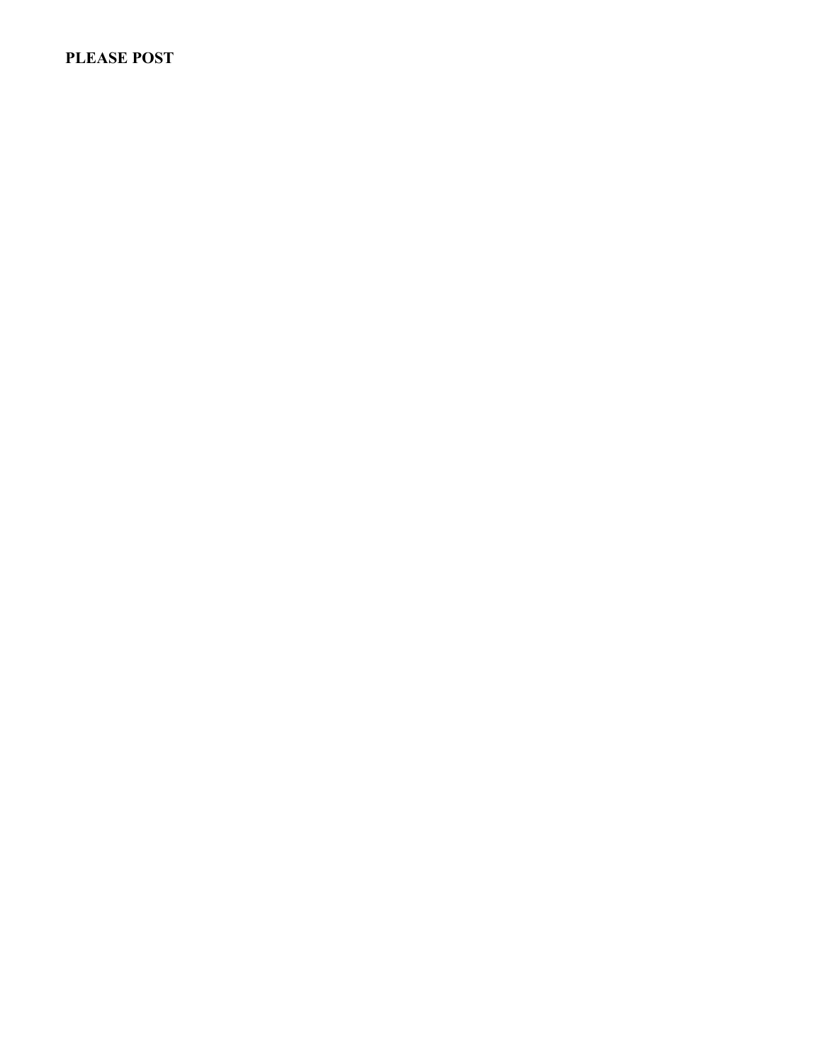**PLEASE POST**